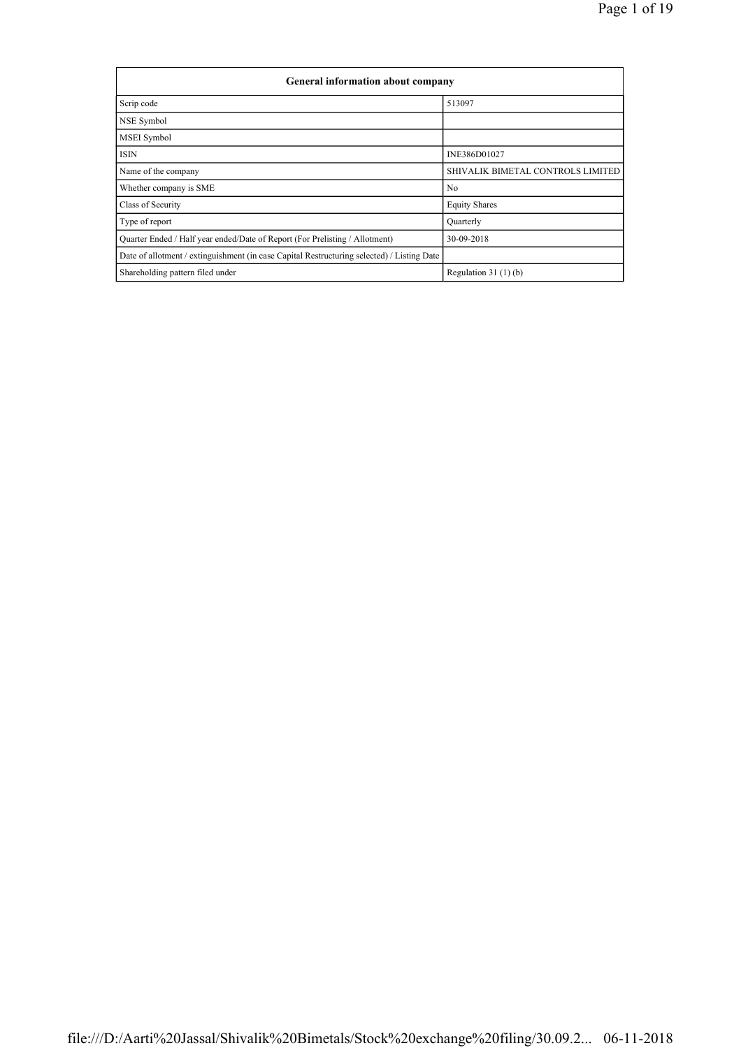| General information about company | |
|---|---|
| Scrip code | 513097 |
| NSE Symbol | |
| MSEI Symbol | |
| ISIN | INE386D01027 |
| Name of the company | SHIVALIK BIMETAL CONTROLS LIMITED |
| Whether company is SME | No |
| Class of Security | Equity Shares |
| Type of report | Quarterly |
| Quarter Ended / Half year ended/Date of Report (For Prelisting / Allotment) | 30-09-2018 |
| Date of allotment / extinguishment (in case Capital Restructuring selected) / Listing Date | |
| Shareholding pattern filed under | Regulation 31 (1) (b) |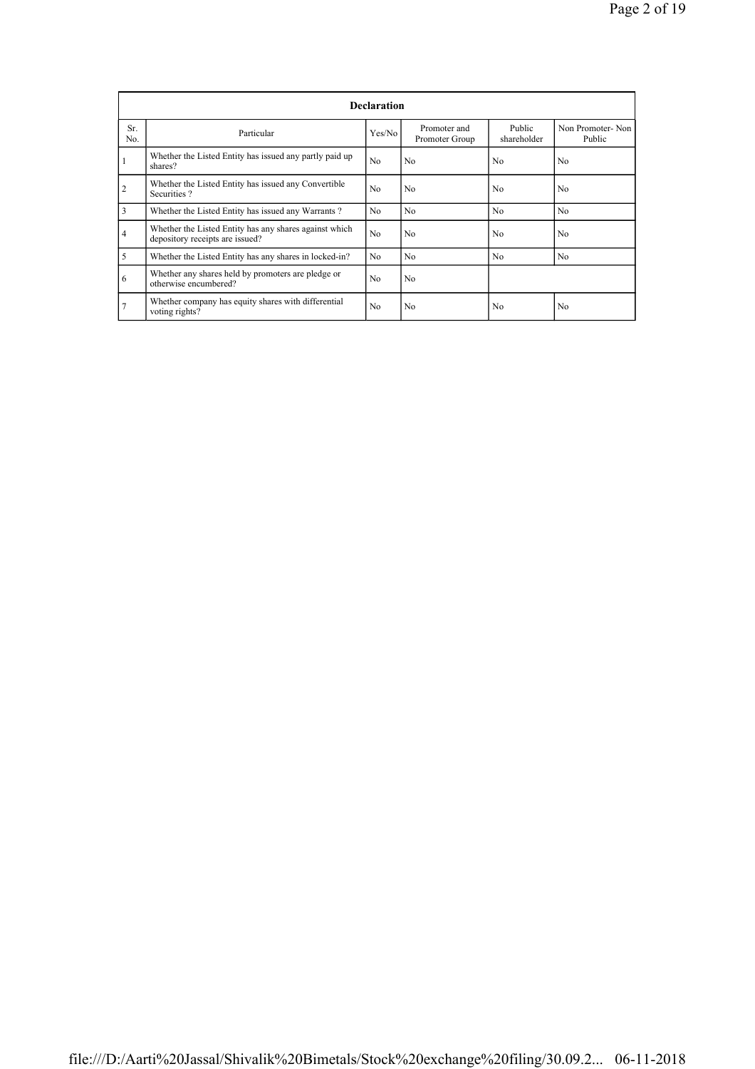| Declaration | | | | | |
|---|---|---|---|---|---|
| Sr. No. | Particular | Yes/No | Promoter and Promoter Group | Public shareholder | Non Promoter- Non Public |
| 1 | Whether the Listed Entity has issued any partly paid up shares? | No | No | No | No |
| 2 | Whether the Listed Entity has issued any Convertible Securities ? | No | No | No | No |
| 3 | Whether the Listed Entity has issued any Warrants ? | No | No | No | No |
| 4 | Whether the Listed Entity has any shares against which depository receipts are issued? | No | No | No | No |
| 5 | Whether the Listed Entity has any shares in locked-in? | No | No | No | No |
| 6 | Whether any shares held by promoters are pledge or otherwise encumbered? | No | No | | |
| 7 | Whether company has equity shares with differential voting rights? | No | No | No | No |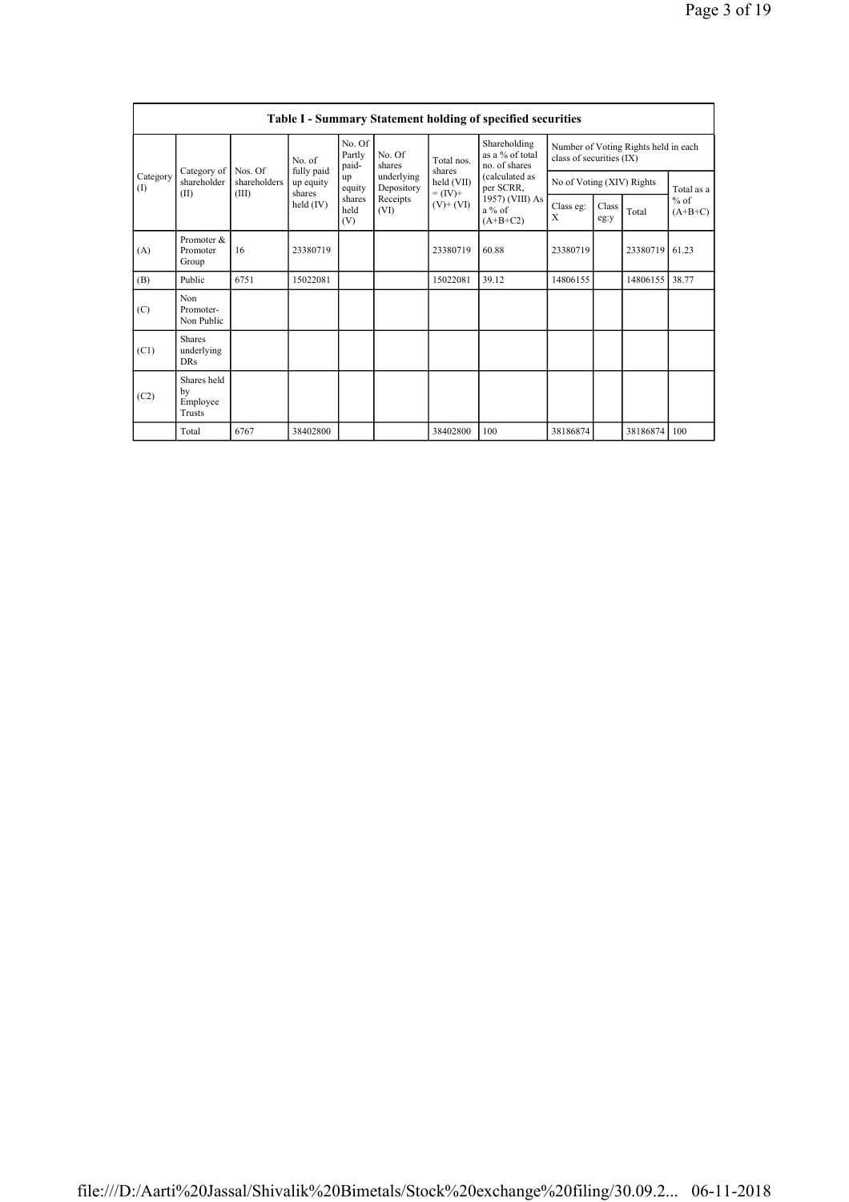| Table I - Summary Statement holding of specified securities | | | | | | | | | | | | |
|---|---|---|---|---|---|---|---|---|---|---|---|---|
| Category (I) | Category of shareholder (II) | Nos. Of shareholders (III) | No. of fully paid up equity shares held (IV) | No. Of Partly paid-up equity shares held (V) | No. Of shares underlying Depository Receipts (VI) | Total nos. shares held (VII) = (IV)+ (V)+ (VI) | Shareholding as a % of total no. of shares (calculated as per SCRR, 1957) (VIII) As a % of (A+B+C2) | Number of Voting Rights held in each class of securities (IX) | | | |
| | | | | | | | | No of Voting (XIV) Rights | | | Total as a % of (A+B+C) |
| | | | | | | | | Class eg: X | Class eg:y | Total | |
| (A) | Promoter & Promoter Group | 16 | 23380719 | | | 23380719 | 60.88 | 23380719 | | 23380719 | 61.23 |
| (B) | Public | 6751 | 15022081 | | | 15022081 | 39.12 | 14806155 | | 14806155 | 38.77 |
| (C) | Non Promoter- Non Public | | | | | | | | | | |
| (C1) | Shares underlying DRs | | | | | | | | | | |
| (C2) | Shares held by Employee Trusts | | | | | | | | | | |
| | Total | 6767 | 38402800 | | | 38402800 | 100 | 38186874 | | 38186874 | 100 |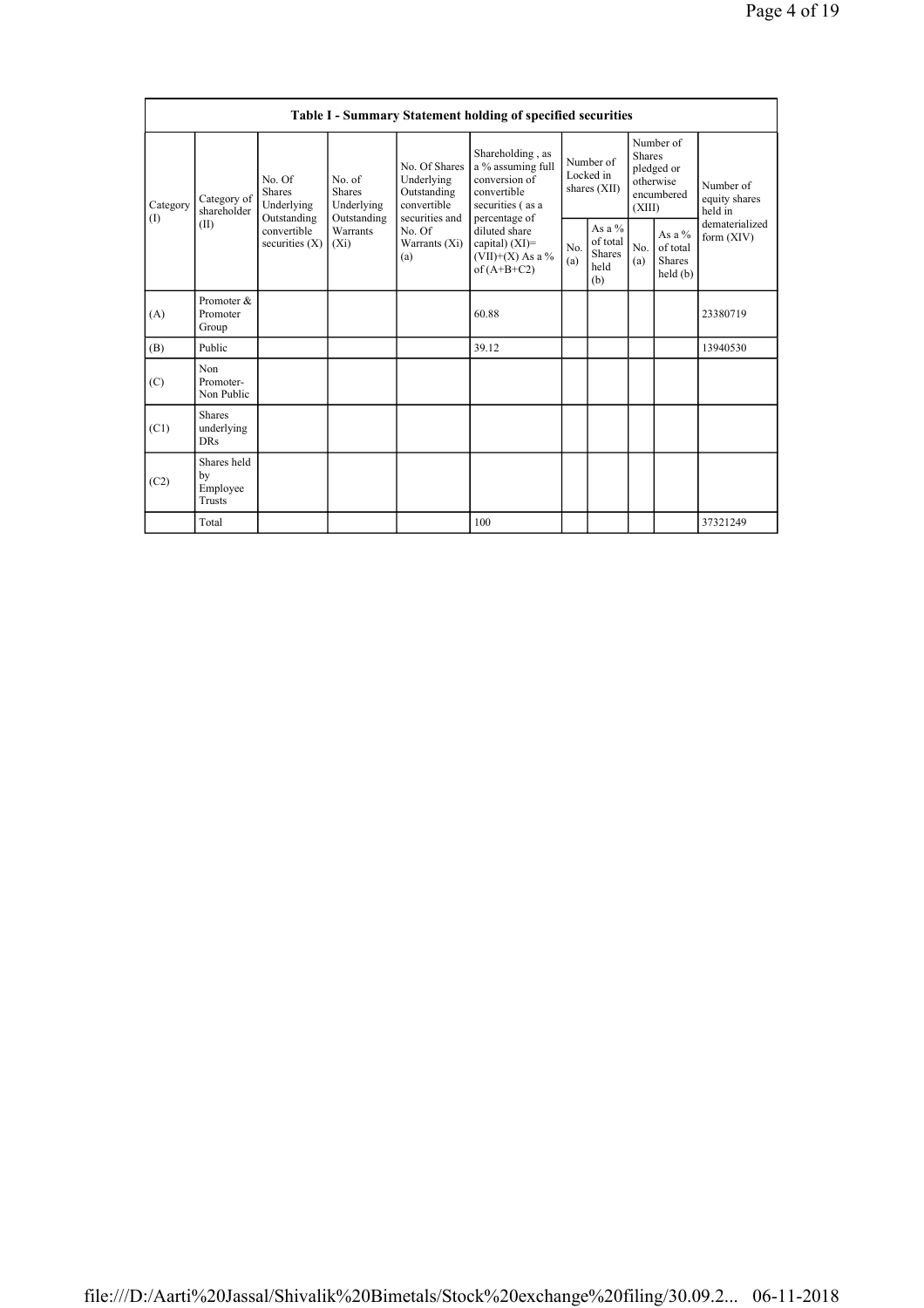| Table I - Summary Statement holding of specified securities | | | | | | | | | | |
|---|---|---|---|---|---|---|---|---|---|---|
| Category (I) | Category of shareholder (II) | No. Of Shares Underlying Outstanding convertible securities (X) | No. of Shares Underlying Outstanding Warrants (Xi) | No. Of Shares Underlying Outstanding convertible securities and No. Of Warrants (Xi) (a) | Shareholding , as a % assuming full conversion of convertible securities ( as a percentage of diluted share capital) (XI)= (VII)+(X) As a % of (A+B+C2) | Number of Locked in shares (XII) | | Number of Shares pledged or otherwise encumbered (XIII) | | Number of equity shares held in dematerialized form (XIV) |
| | | | | | | No. (a) | As a % of total Shares held (b) | No. (a) | As a % of total Shares held (b) | |
| (A) | Promoter & Promoter Group | | | | 60.88 | | | | | 23380719 |
| (B) | Public | | | | 39.12 | | | | | 13940530 |
| (C) | Non Promoter- Non Public | | | | | | | | | |
| (C1) | Shares underlying DRs | | | | | | | | | |
| (C2) | Shares held by Employee Trusts | | | | | | | | | |
| | Total | | | | 100 | | | | | 37321249 |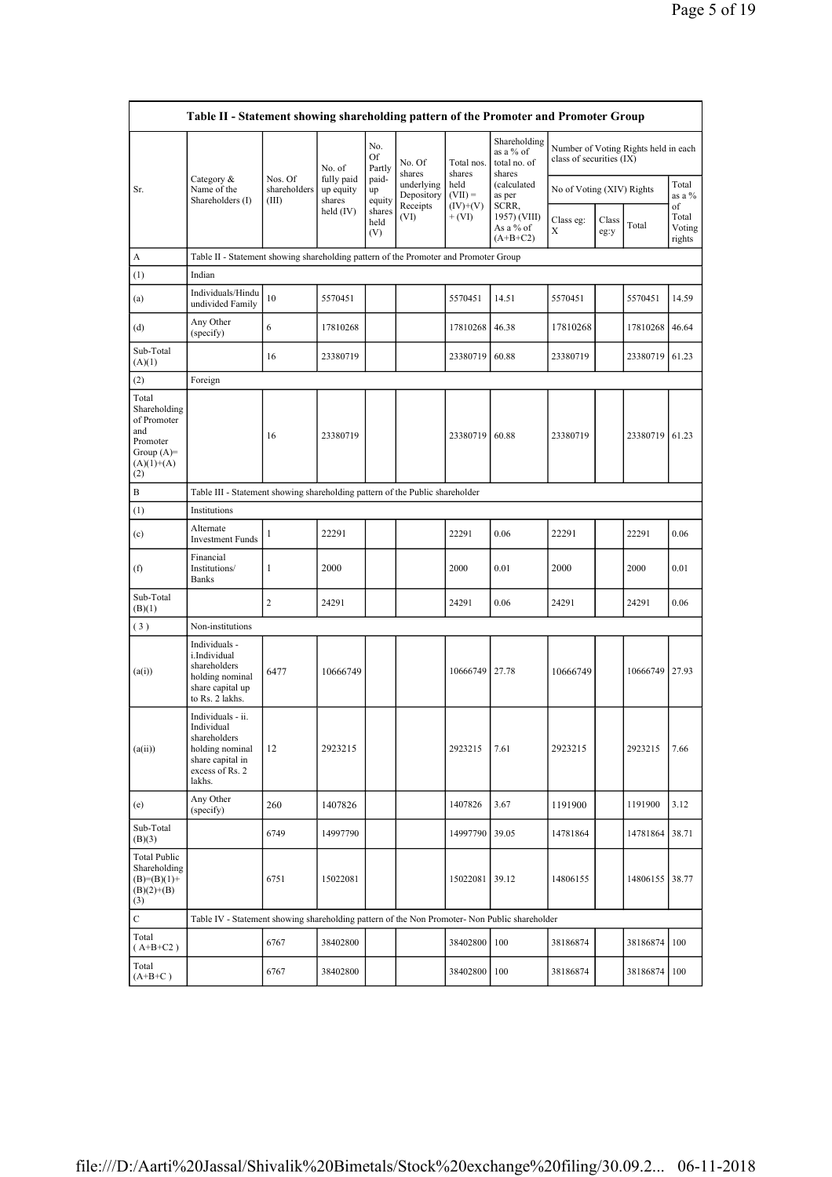| Table II - Statement showing shareholding pattern of the Promoter and Promoter Group | | | | | | | | | | | |
|---|---|---|---|---|---|---|---|---|---|---|---|
| Sr. | Category & Name of the Shareholders (I) | Nos. Of shareholders (III) | No. of fully paid up equity shares held (IV) | No. Of Partly paid-up equity shares held (V) | No. Of shares underlying Depository Receipts (VI) | Total nos. shares held (VII) = (IV)+(V)+ (VI) | Shareholding as a % of total no. of shares (calculated as per SCRR, 1957) (VIII) As a % of (A+B+C2) | Number of Voting Rights held in each class of securities (IX) | | | |
| | | | | | | | | No of Voting (XIV) Rights | | | Total as a % of Total Voting rights |
| | | | | | | | | Class eg: X | Class eg:y | Total | |
| A | Table II - Statement showing shareholding pattern of the Promoter and Promoter Group | | | | | | | | | | |
| (1) | Indian | | | | | | | | | | |
| (a) | Individuals/Hindu undivided Family | 10 | 5570451 | | | 5570451 | 14.51 | 5570451 | | 5570451 | 14.59 |
| (d) | Any Other (specify) | 6 | 17810268 | | | 17810268 | 46.38 | 17810268 | | 17810268 | 46.64 |
| Sub-Total (A)(1) | | 16 | 23380719 | | | 23380719 | 60.88 | 23380719 | | 23380719 | 61.23 |
| (2) | Foreign | | | | | | | | | | |
| Total Shareholding of Promoter and Promoter Group (A)=(A)(1)+(A)(2) | | 16 | 23380719 | | | 23380719 | 60.88 | 23380719 | | 23380719 | 61.23 |
| B | Table III - Statement showing shareholding pattern of the Public shareholder | | | | | | | | | | |
| (1) | Institutions | | | | | | | | | | |
| (c) | Alternate Investment Funds | 1 | 22291 | | | 22291 | 0.06 | 22291 | | 22291 | 0.06 |
| (f) | Financial Institutions/ Banks | 1 | 2000 | | | 2000 | 0.01 | 2000 | | 2000 | 0.01 |
| Sub-Total (B)(1) | | 2 | 24291 | | | 24291 | 0.06 | 24291 | | 24291 | 0.06 |
| (3) | Non-institutions | | | | | | | | | | |
| (a(i)) | Individuals - i.Individual shareholders holding nominal share capital up to Rs. 2 lakhs. | 6477 | 10666749 | | | 10666749 | 27.78 | 10666749 | | 10666749 | 27.93 |
| (a(ii)) | Individuals - ii. Individual shareholders holding nominal share capital in excess of Rs. 2 lakhs. | 12 | 2923215 | | | 2923215 | 7.61 | 2923215 | | 2923215 | 7.66 |
| (e) | Any Other (specify) | 260 | 1407826 | | | 1407826 | 3.67 | 1191900 | | 1191900 | 3.12 |
| Sub-Total (B)(3) | | 6749 | 14997790 | | | 14997790 | 39.05 | 14781864 | | 14781864 | 38.71 |
| Total Public Shareholding (B)=(B)(1)+(B)(2)+(B)(3) | | 6751 | 15022081 | | | 15022081 | 39.12 | 14806155 | | 14806155 | 38.77 |
| C | Table IV - Statement showing shareholding pattern of the Non Promoter- Non Public shareholder | | | | | | | | | | |
| Total ( A+B+C2 ) | | 6767 | 38402800 | | | 38402800 | 100 | 38186874 | | 38186874 | 100 |
| Total (A+B+C ) | | 6767 | 38402800 | | | 38402800 | 100 | 38186874 | | 38186874 | 100 |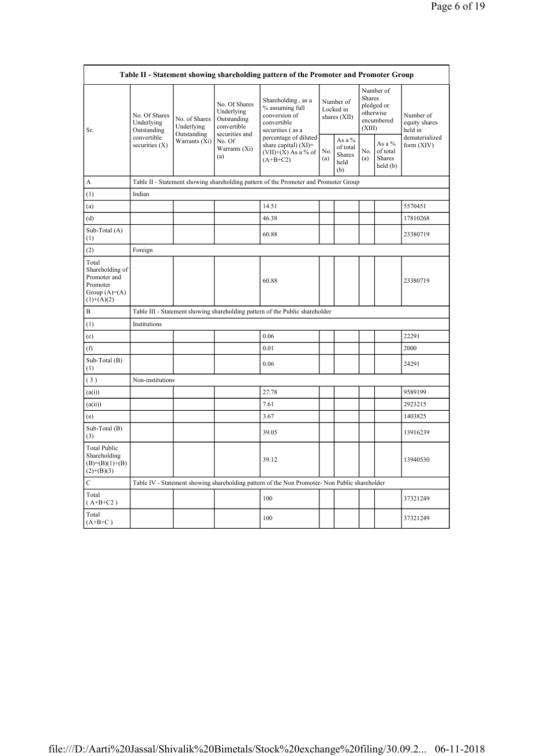| Table II - Statement showing shareholding pattern of the Promoter and Promoter Group | | | | | | | | | |
|---|---|---|---|---|---|---|---|---|---|
| Sr. | No. Of Shares Underlying Outstanding convertible securities (X) | No. of Shares Underlying Outstanding Warrants (Xi) | No. Of Shares Underlying Outstanding convertible securities and No. Of Warrants (Xi) (a) | Shareholding , as a % assuming full conversion of convertible securities ( as a percentage of diluted share capital) (XI)= (VII)+(X) As a % of (A+B+C2) | Number of Locked in shares (XII) | | Number of Shares pledged or otherwise encumbered (XIII) | | Number of equity shares held in dematerialized form (XIV) |
| | | | | | No. (a) | As a % of total Shares held (b) | No. (a) | As a % of total Shares held (b) | |
| A | Table II - Statement showing shareholding pattern of the Promoter and Promoter Group | | | | | | | | |
| (1) | Indian | | | | | | | | |
| (a) | | | | 14.51 | | | | | 5570451 |
| (d) | | | | 46.38 | | | | | 17810268 |
| Sub-Total (A) (1) | | | | 60.88 | | | | | 23380719 |
| (2) | Foreign | | | | | | | | |
| Total Shareholding of Promoter and Promoter Group (A)=(A)(1)+(A)(2) | | | | 60.88 | | | | | 23380719 |
| B | Table III - Statement showing shareholding pattern of the Public shareholder | | | | | | | | |
| (1) | Institutions | | | | | | | | |
| (c) | | | | 0.06 | | | | | 22291 |
| (f) | | | | 0.01 | | | | | 2000 |
| Sub-Total (B) (1) | | | | 0.06 | | | | | 24291 |
| ( 3 ) | Non-institutions | | | | | | | | |
| (a(i)) | | | | 27.78 | | | | | 9589199 |
| (a(ii)) | | | | 7.61 | | | | | 2923215 |
| (e) | | | | 3.67 | | | | | 1403825 |
| Sub-Total (B) (3) | | | | 39.05 | | | | | 13916239 |
| Total Public Shareholding (B)=(B)(1)+(B)(2)+(B)(3) | | | | 39.12 | | | | | 13940530 |
| C | Table IV - Statement showing shareholding pattern of the Non Promoter- Non Public shareholder | | | | | | | | |
| Total ( A+B+C2 ) | | | | 100 | | | | | 37321249 |
| Total (A+B+C ) | | | | 100 | | | | | 37321249 |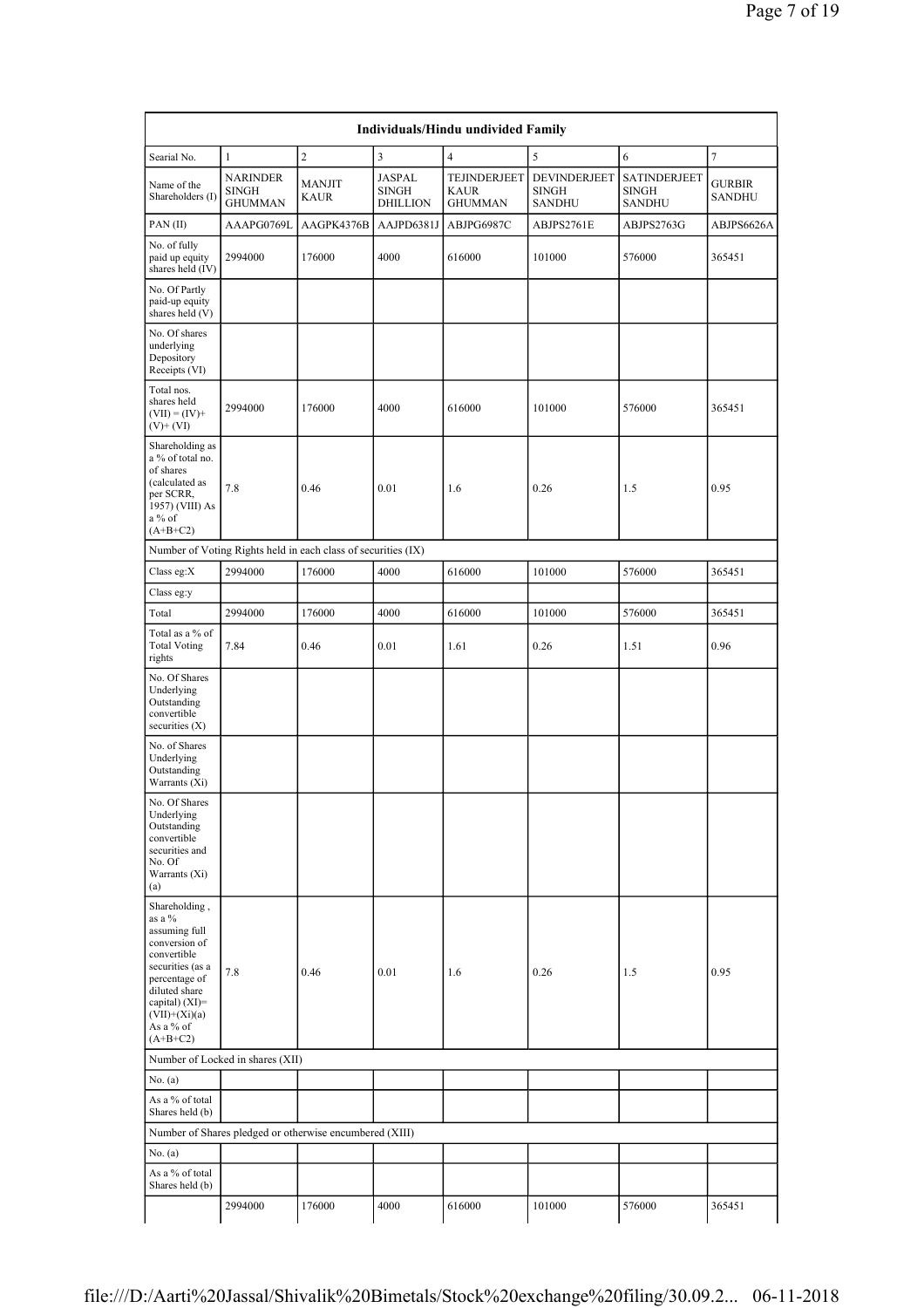| Individuals/Hindu undivided Family | | | | | | | |
|---|---|---|---|---|---|---|---|
| Searial No. | 1 | 2 | 3 | 4 | 5 | 6 | 7 |
| Name of the Shareholders (I) | NARINDER SINGH GHUMMAN | MANJIT KAUR | JASPAL SINGH DHILLION | TEJINDERJEET KAUR GHUMMAN | DEVINDERJEET SINGH SANDHU | SATINDERJEET SINGH SANDHU | GURBIR SANDHU |
| PAN (II) | AAAPG0769L | AAGPK4376B | AAJPD6381J | ABJPG6987C | ABJPS2761E | ABJPS2763G | ABJPS6626A |
| No. of fully paid up equity shares held (IV) | 2994000 | 176000 | 4000 | 616000 | 101000 | 576000 | 365451 |
| No. Of Partly paid-up equity shares held (V) | | | | | | | |
| No. Of shares underlying Depository Receipts (VI) | | | | | | | |
| Total nos. shares held (VII) = (IV)+(V)+ (VI) | 2994000 | 176000 | 4000 | 616000 | 101000 | 576000 | 365451 |
| Shareholding as a % of total no. of shares (calculated as per SCRR, 1957) (VIII) As a % of (A+B+C2) | 7.8 | 0.46 | 0.01 | 1.6 | 0.26 | 1.5 | 0.95 |
| Number of Voting Rights held in each class of securities (IX) | | | | | | | |
| Class eg:X | 2994000 | 176000 | 4000 | 616000 | 101000 | 576000 | 365451 |
| Class eg:y | | | | | | | |
| Total | 2994000 | 176000 | 4000 | 616000 | 101000 | 576000 | 365451 |
| Total as a % of Total Voting rights | 7.84 | 0.46 | 0.01 | 1.61 | 0.26 | 1.51 | 0.96 |
| No. Of Shares Underlying Outstanding convertible securities (X) | | | | | | | |
| No. of Shares Underlying Outstanding Warrants (Xi) | | | | | | | |
| No. Of Shares Underlying Outstanding convertible securities and No. Of Warrants (Xi) (a) | | | | | | | |
| Shareholding , as a % assuming full conversion of convertible securities (as a percentage of diluted share capital) (XI)= (VII)+(Xi)(a) As a % of (A+B+C2) | 7.8 | 0.46 | 0.01 | 1.6 | 0.26 | 1.5 | 0.95 |
| Number of Locked in shares (XII) | | | | | | | |
| No. (a) | | | | | | | |
| As a % of total Shares held (b) | | | | | | | |
| Number of Shares pledged or otherwise encumbered (XIII) | | | | | | | |
| No. (a) | | | | | | | |
| As a % of total Shares held (b) | | | | | | | |
| | 2994000 | 176000 | 4000 | 616000 | 101000 | 576000 | 365451 |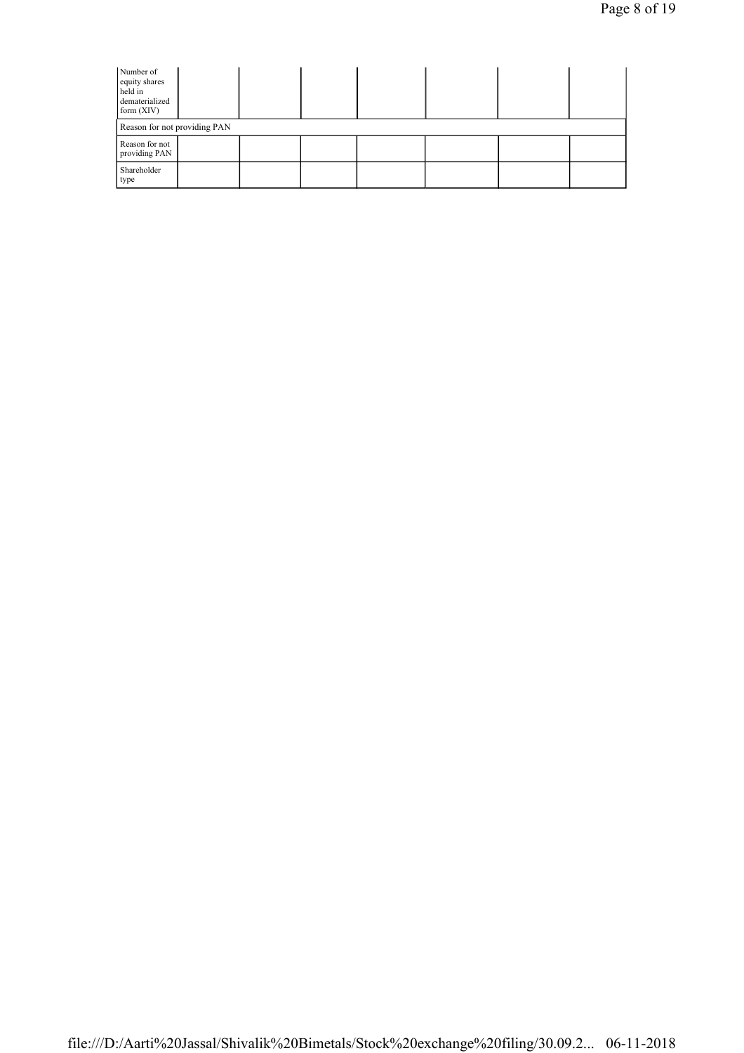| Number of equity shares held in dematerialized form (XIV) | | | | | | |
|---|---|---|---|---|---|---|
| Reason for not providing PAN | | | | | | |
| Reason for not providing PAN | | | | | | |
| Shareholder type | | | | | | |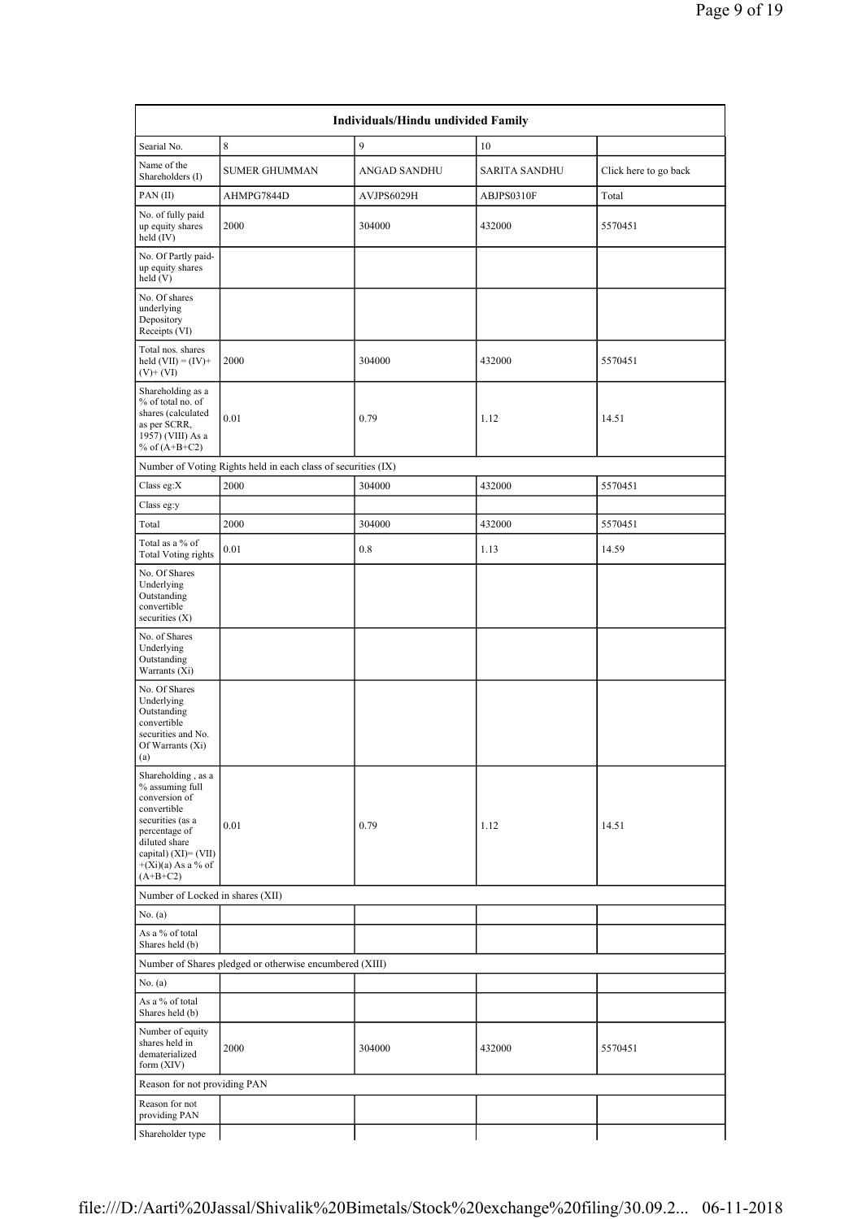| Individuals/Hindu undivided Family | | | | |
|---|---|---|---|---|
| Searial No. | 8 | 9 | 10 | |
| Name of the Shareholders (I) | SUMER GHUMMAN | ANGAD SANDHU | SARITA SANDHU | Click here to go back |
| PAN (II) | AHMPG7844D | AVJPS6029H | ABJPS0310F | Total |
| No. of fully paid up equity shares held (IV) | 2000 | 304000 | 432000 | 5570451 |
| No. Of Partly paid-up equity shares held (V) | | | | |
| No. Of shares underlying Depository Receipts (VI) | | | | |
| Total nos. shares held (VII) = (IV)+(V)+ (VI) | 2000 | 304000 | 432000 | 5570451 |
| Shareholding as a % of total no. of shares (calculated as per SCRR, 1957) (VIII) As a % of (A+B+C2) | 0.01 | 0.79 | 1.12 | 14.51 |
| Number of Voting Rights held in each class of securities (IX) | | | | |
| Class eg:X | 2000 | 304000 | 432000 | 5570451 |
| Class eg:y | | | | |
| Total | 2000 | 304000 | 432000 | 5570451 |
| Total as a % of Total Voting rights | 0.01 | 0.8 | 1.13 | 14.59 |
| No. Of Shares Underlying Outstanding convertible securities (X) | | | | |
| No. of Shares Underlying Outstanding Warrants (Xi) | | | | |
| No. Of Shares Underlying Outstanding convertible securities and No. Of Warrants (Xi) (a) | | | | |
| Shareholding , as a % assuming full conversion of convertible securities (as a percentage of diluted share capital) (XI)= (VII)+(Xi)(a) As a % of (A+B+C2) | 0.01 | 0.79 | 1.12 | 14.51 |
| Number of Locked in shares (XII) | | | | |
| No. (a) | | | | |
| As a % of total Shares held (b) | | | | |
| Number of Shares pledged or otherwise encumbered (XIII) | | | | |
| No. (a) | | | | |
| As a % of total Shares held (b) | | | | |
| Number of equity shares held in dematerialized form (XIV) | 2000 | 304000 | 432000 | 5570451 |
| Reason for not providing PAN | | | | |
| Reason for not providing PAN | | | | |
| Shareholder type | | | | |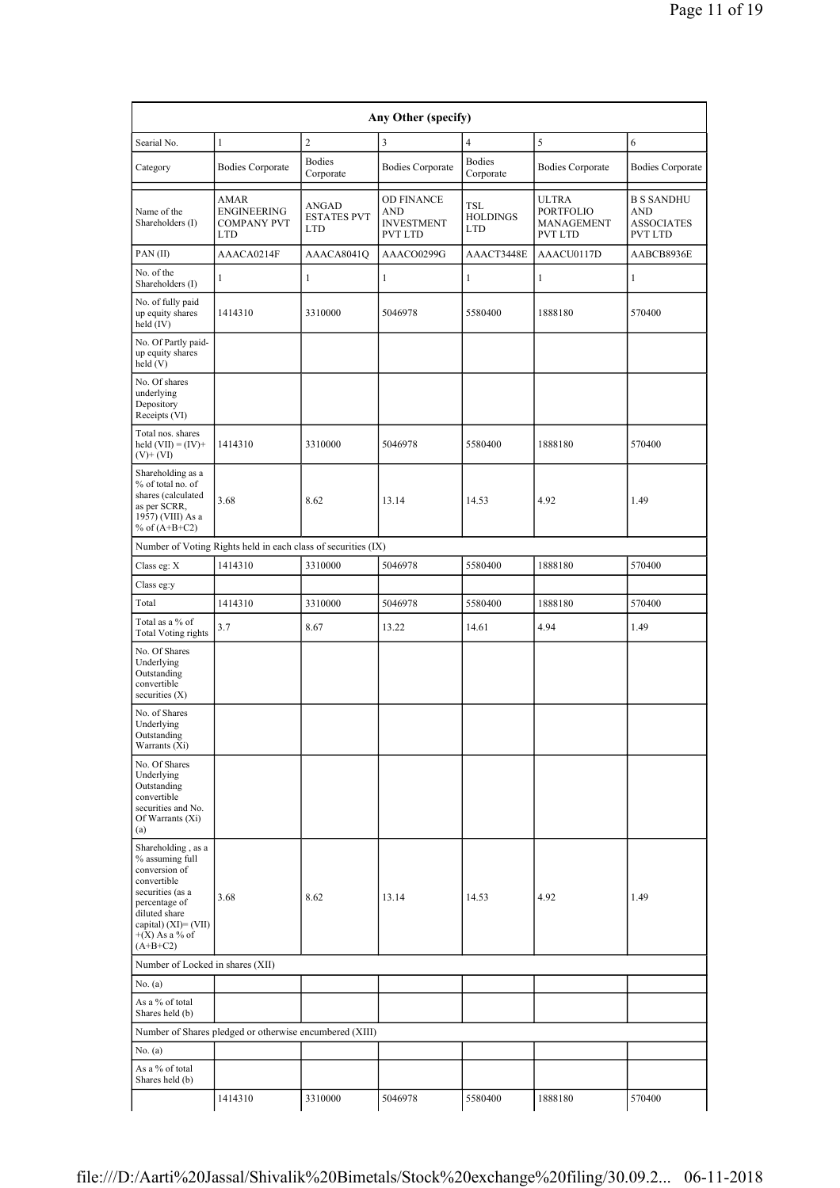| Any Other (specify) | | | | | | |
|---|---|---|---|---|---|---|
| Searial No. | 1 | 2 | 3 | 4 | 5 | 6 |
| Category | Bodies Corporate | Bodies Corporate | Bodies Corporate | Bodies Corporate | Bodies Corporate | Bodies Corporate |
| Name of the Shareholders (I) | AMAR ENGINEERING COMPANY PVT LTD | ANGAD ESTATES PVT LTD | OD FINANCE AND INVESTMENT PVT LTD | TSL HOLDINGS LTD | ULTRA PORTFOLIO MANAGEMENT PVT LTD | B S SANDHU AND ASSOCIATES PVT LTD |
| PAN (II) | AAACA0214F | AAACA8041Q | AAACO0299G | AAACT3448E | AAACU0117D | AABCB8936E |
| No. of the Shareholders (I) | 1 | 1 | 1 | 1 | 1 | 1 |
| No. of fully paid up equity shares held (IV) | 1414310 | 3310000 | 5046978 | 5580400 | 1888180 | 570400 |
| No. Of Partly paid-up equity shares held (V) | | | | | | |
| No. Of shares underlying Depository Receipts (VI) | | | | | | |
| Total nos. shares held (VII) = (IV)+(V)+ (VI) | 1414310 | 3310000 | 5046978 | 5580400 | 1888180 | 570400 |
| Shareholding as a % of total no. of shares (calculated as per SCRR, 1957) (VIII) As a % of (A+B+C2) | 3.68 | 8.62 | 13.14 | 14.53 | 4.92 | 1.49 |
| Number of Voting Rights held in each class of securities (IX) | | | | | | |
| Class eg: X | 1414310 | 3310000 | 5046978 | 5580400 | 1888180 | 570400 |
| Class eg:y | | | | | | |
| Total | 1414310 | 3310000 | 5046978 | 5580400 | 1888180 | 570400 |
| Total as a % of Total Voting rights | 3.7 | 8.67 | 13.22 | 14.61 | 4.94 | 1.49 |
| No. Of Shares Underlying Outstanding convertible securities (X) | | | | | | |
| No. of Shares Underlying Outstanding Warrants (Xi) | | | | | | |
| No. Of Shares Underlying Outstanding convertible securities and No. Of Warrants (Xi) (a) | | | | | | |
| Shareholding , as a % assuming full conversion of convertible securities (as a percentage of diluted share capital) (XI)= (VII)+(X) As a % of (A+B+C2) | 3.68 | 8.62 | 13.14 | 14.53 | 4.92 | 1.49 |
| Number of Locked in shares (XII) | | | | | | |
| No. (a) | | | | | | |
| As a % of total Shares held (b) | | | | | | |
| Number of Shares pledged or otherwise encumbered (XIII) | | | | | | |
| No. (a) | | | | | | |
| As a % of total Shares held (b) | | | | | | |
| | 1414310 | 3310000 | 5046978 | 5580400 | 1888180 | 570400 |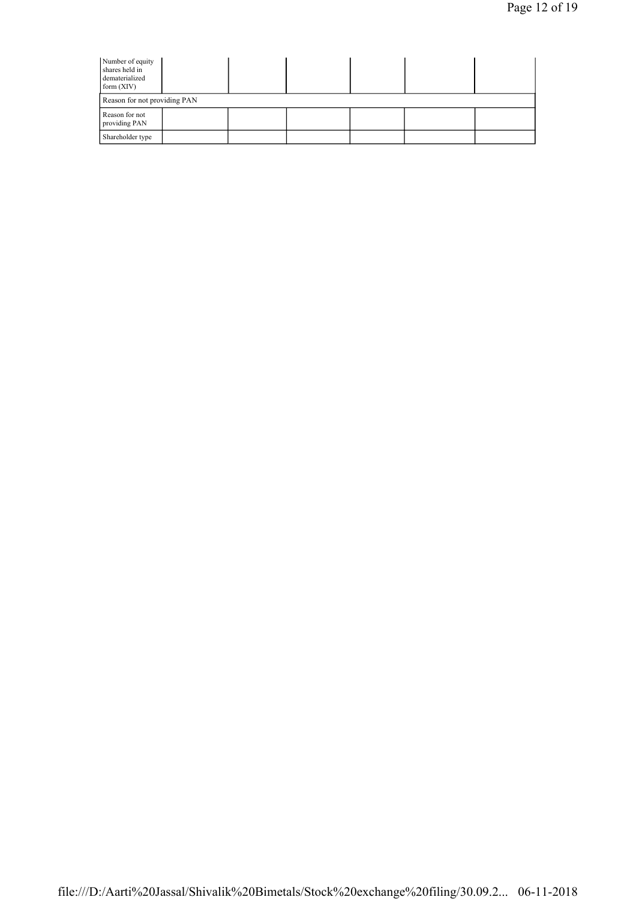| Number of equity shares held in dematerialized form (XIV) | | | | | |
| --- | --- | --- | --- | --- | --- |
| Reason for not providing PAN | | | | | |
| Reason for not providing PAN | | | | | |
| Shareholder type | | | | | |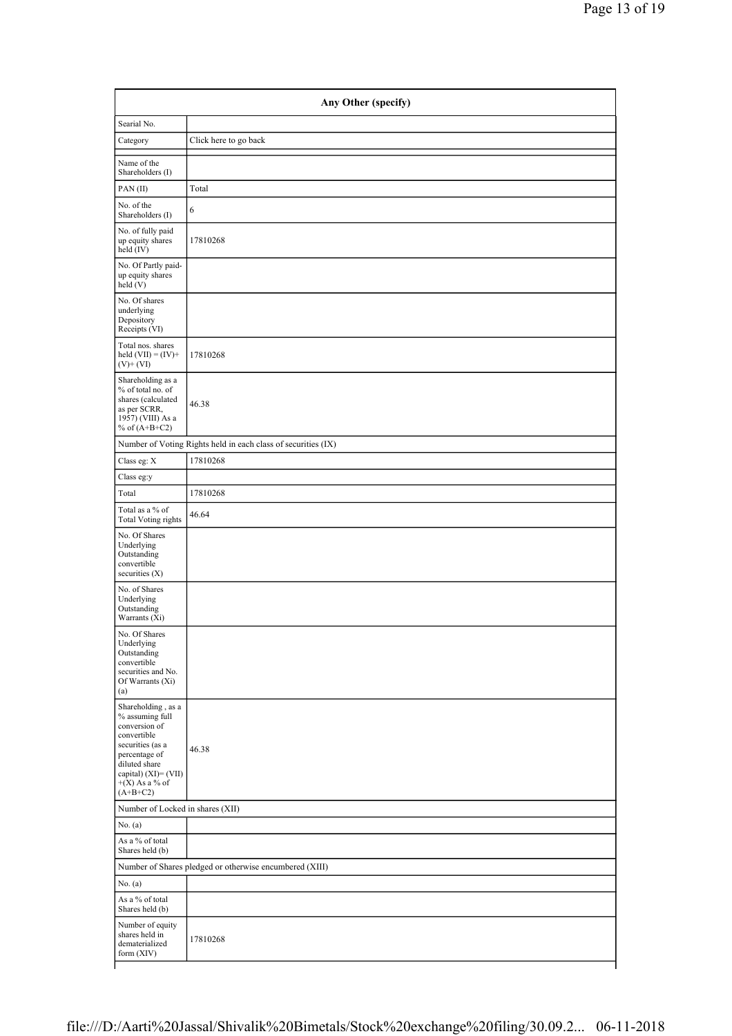| Any Other (specify) | |
|---|---|
| Searial No. | |
| Category | Click here to go back |
| Name of the Shareholders (I) | |
| PAN (II) | Total |
| No. of the Shareholders (I) | 6 |
| No. of fully paid up equity shares held (IV) | 17810268 |
| No. Of Partly paid-up equity shares held (V) | |
| No. Of shares underlying Depository Receipts (VI) | |
| Total nos. shares held (VII) = (IV)+ (V)+ (VI) | 17810268 |
| Shareholding as a % of total no. of shares (calculated as per SCRR, 1957) (VIII) As a % of (A+B+C2) | 46.38 |
| Number of Voting Rights held in each class of securities (IX) | |
| Class eg: X | 17810268 |
| Class eg:y | |
| Total | 17810268 |
| Total as a % of Total Voting rights | 46.64 |
| No. Of Shares Underlying Outstanding convertible securities (X) | |
| No. of Shares Underlying Outstanding Warrants (Xi) | |
| No. Of Shares Underlying Outstanding convertible securities and No. Of Warrants (Xi) (a) | |
| Shareholding , as a % assuming full conversion of convertible securities (as a percentage of diluted share capital) (XI)= (VII) +(X) As a % of (A+B+C2) | 46.38 |
| Number of Locked in shares (XII) | |
| No. (a) | |
| As a % of total Shares held (b) | |
| Number of Shares pledged or otherwise encumbered (XIII) | |
| No. (a) | |
| As a % of total Shares held (b) | |
| Number of equity shares held in dematerialized form (XIV) | 17810268 |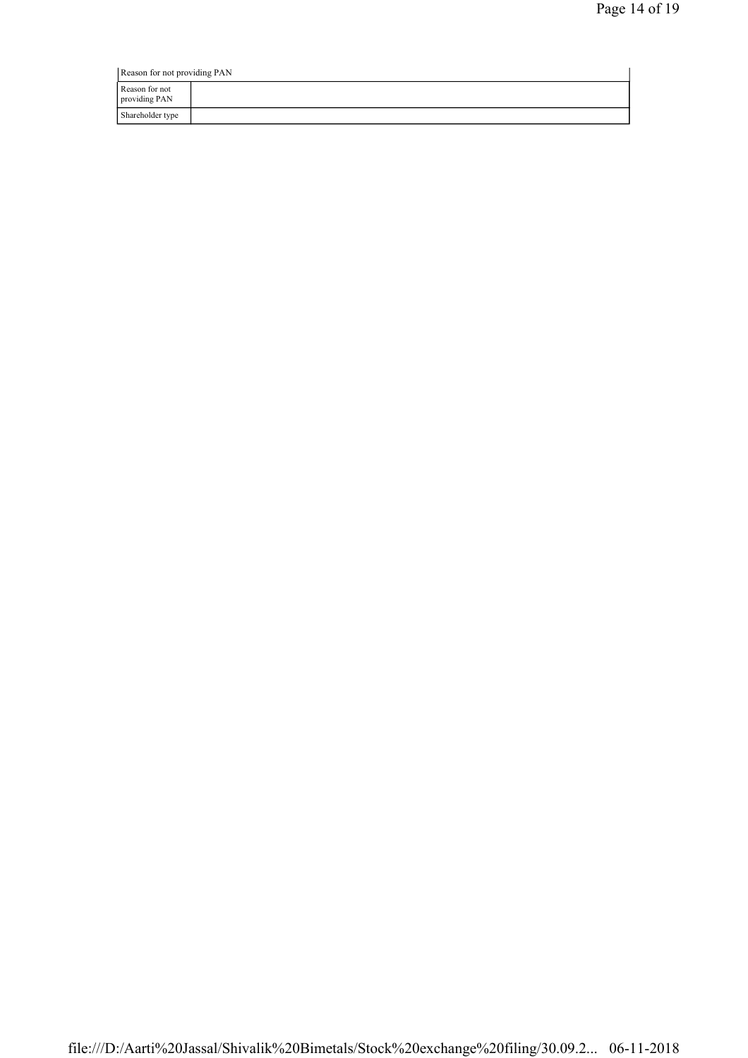| Reason for not providing PAN | |
|---|---|
| Reason for not providing PAN | |
| Shareholder type | |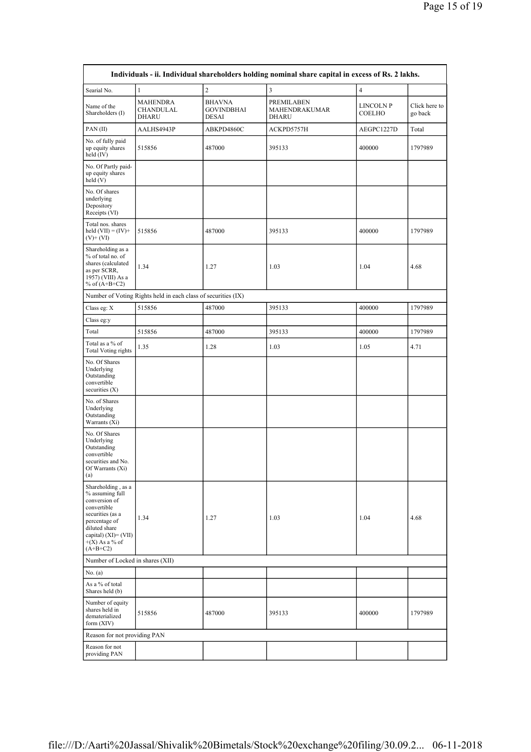| Individuals - ii. Individual shareholders holding nominal share capital in excess of Rs. 2 lakhs. | | | | | |
|---|---|---|---|---|---|
| Searial No. | 1 | 2 | 3 | 4 | |
| Name of the Shareholders (I) | MAHENDRA CHANDULAL DHARU | BHAVNA GOVINDBHAI DESAI | PREMILABEN MAHENDRAKUMAR DHARU | LINCOLN P COELHO | Click here to go back |
| PAN (II) | AALHS4943P | ABKPD4860C | ACKPD5757H | AEGPC1227D | Total |
| No. of fully paid up equity shares held (IV) | 515856 | 487000 | 395133 | 400000 | 1797989 |
| No. Of Partly paid-up equity shares held (V) | | | | | |
| No. Of shares underlying Depository Receipts (VI) | | | | | |
| Total nos. shares held (VII) = (IV)+ (V)+ (VI) | 515856 | 487000 | 395133 | 400000 | 1797989 |
| Shareholding as a % of total no. of shares (calculated as per SCRR, 1957) (VIII) As a % of (A+B+C2) | 1.34 | 1.27 | 1.03 | 1.04 | 4.68 |
| Number of Voting Rights held in each class of securities (IX) | | | | | |
| Class eg: X | 515856 | 487000 | 395133 | 400000 | 1797989 |
| Class eg:y | | | | | |
| Total | 515856 | 487000 | 395133 | 400000 | 1797989 |
| Total as a % of Total Voting rights | 1.35 | 1.28 | 1.03 | 1.05 | 4.71 |
| No. Of Shares Underlying Outstanding convertible securities (X) | | | | | |
| No. of Shares Underlying Outstanding Warrants (Xi) | | | | | |
| No. Of Shares Underlying Outstanding convertible securities and No. Of Warrants (Xi) (a) | | | | | |
| Shareholding , as a % assuming full conversion of convertible securities (as a percentage of diluted share capital) (XI)= (VII) +(X) As a % of (A+B+C2) | 1.34 | 1.27 | 1.03 | 1.04 | 4.68 |
| Number of Locked in shares (XII) | | | | | |
| No. (a) | | | | | |
| As a % of total Shares held (b) | | | | | |
| Number of equity shares held in dematerialized form (XIV) | 515856 | 487000 | 395133 | 400000 | 1797989 |
| Reason for not providing PAN | | | | | |
| Reason for not providing PAN | | | | | |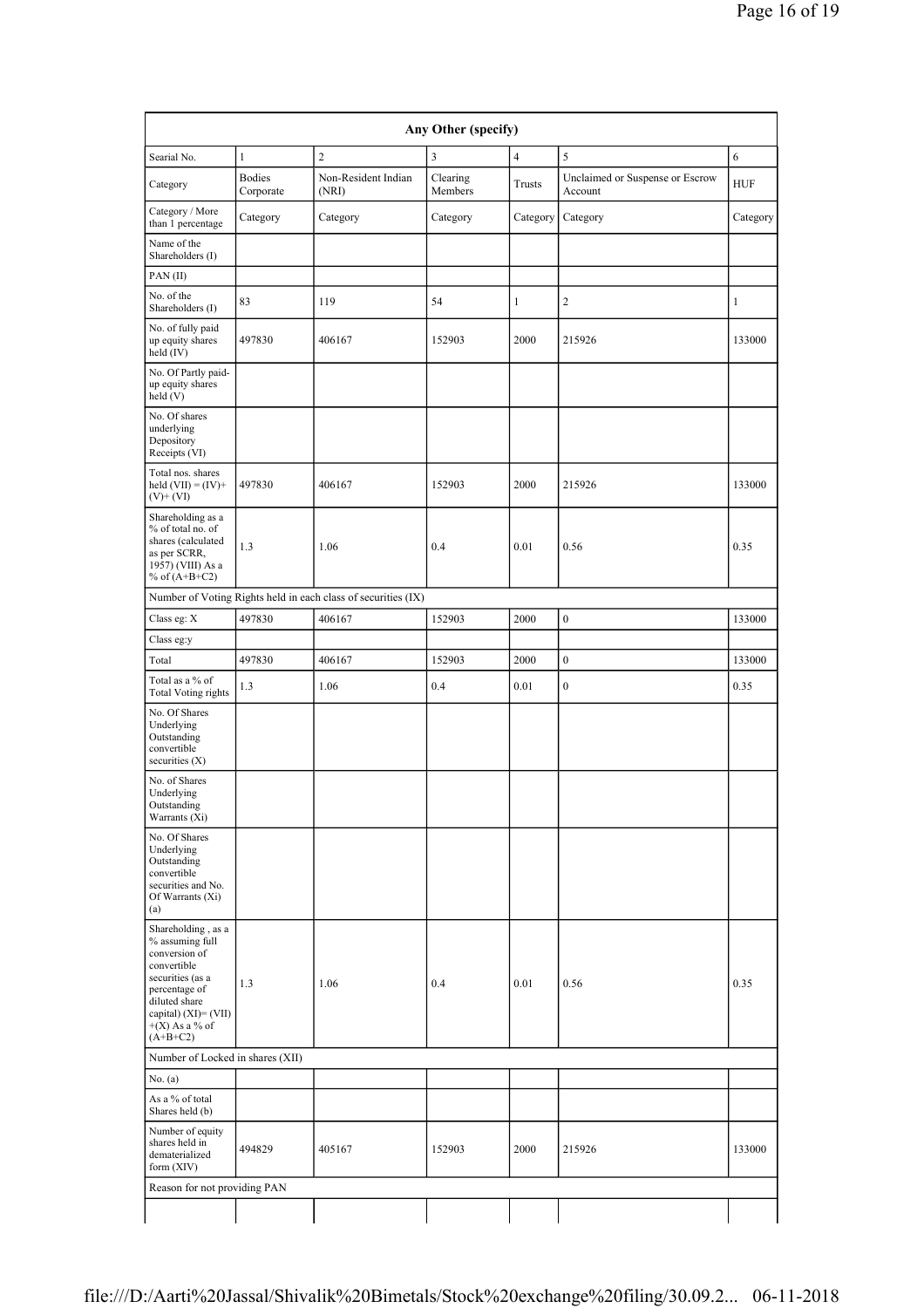| Any Other (specify) | | | | | | |
|---|---|---|---|---|---|---|
| Searial No. | 1 | 2 | 3 | 4 | 5 | 6 |
| Category | Bodies Corporate | Non-Resident Indian (NRI) | Clearing Members | Trusts | Unclaimed or Suspense or Escrow Account | HUF |
| Category / More than 1 percentage | Category | Category | Category | Category | Category | Category |
| Name of the Shareholders (I) | | | | | | |
| PAN (II) | | | | | | |
| No. of the Shareholders (I) | 83 | 119 | 54 | 1 | 2 | 1 |
| No. of fully paid up equity shares held (IV) | 497830 | 406167 | 152903 | 2000 | 215926 | 133000 |
| No. Of Partly paid-up equity shares held (V) | | | | | | |
| No. Of shares underlying Depository Receipts (VI) | | | | | | |
| Total nos. shares held (VII) = (IV)+(V)+ (VI) | 497830 | 406167 | 152903 | 2000 | 215926 | 133000 |
| Shareholding as a % of total no. of shares (calculated as per SCRR, 1957) (VIII) As a % of (A+B+C2) | 1.3 | 1.06 | 0.4 | 0.01 | 0.56 | 0.35 |
| Number of Voting Rights held in each class of securities (IX) | | | | | | |
| Class eg: X | 497830 | 406167 | 152903 | 2000 | 0 | 133000 |
| Class eg:y | | | | | | |
| Total | 497830 | 406167 | 152903 | 2000 | 0 | 133000 |
| Total as a % of Total Voting rights | 1.3 | 1.06 | 0.4 | 0.01 | 0 | 0.35 |
| No. Of Shares Underlying Outstanding convertible securities (X) | | | | | | |
| No. of Shares Underlying Outstanding Warrants (Xi) | | | | | | |
| No. Of Shares Underlying Outstanding convertible securities and No. Of Warrants (Xi) (a) | | | | | | |
| Shareholding , as a % assuming full conversion of convertible securities (as a percentage of diluted share capital) (XI)= (VII)+(X) As a % of (A+B+C2) | 1.3 | 1.06 | 0.4 | 0.01 | 0.56 | 0.35 |
| Number of Locked in shares (XII) | | | | | | |
| No. (a) | | | | | | |
| As a % of total Shares held (b) | | | | | | |
| Number of equity shares held in dematerialized form (XIV) | 494829 | 405167 | 152903 | 2000 | 215926 | 133000 |
| Reason for not providing PAN | | | | | | |
| | | | | | | |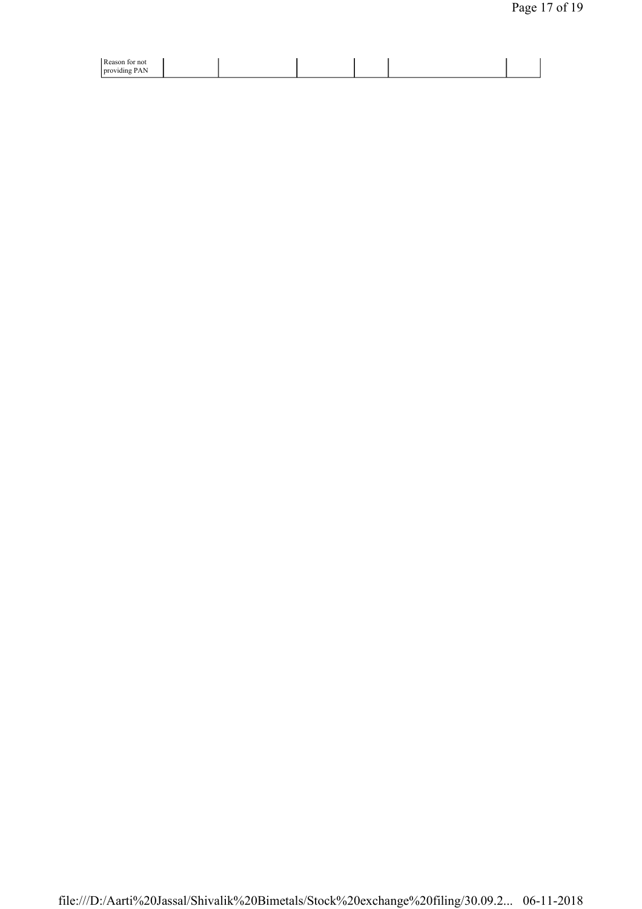| Reason for not providing PAN | | | | | | |
|---|---|---|---|---|---|---|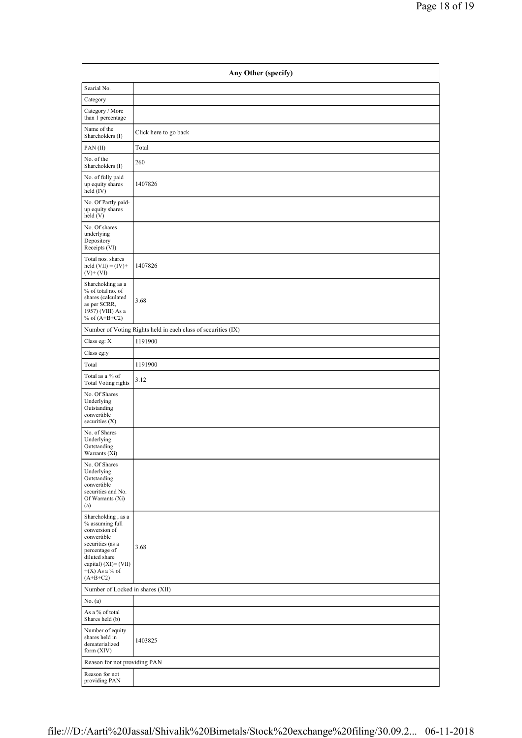| Any Other (specify) | |
|---|---|
| Searial No. | |
| Category | |
| Category / More than 1 percentage | |
| Name of the Shareholders (I) | Click here to go back |
| PAN (II) | Total |
| No. of the Shareholders (I) | 260 |
| No. of fully paid up equity shares held (IV) | 1407826 |
| No. Of Partly paid-up equity shares held (V) | |
| No. Of shares underlying Depository Receipts (VI) | |
| Total nos. shares held (VII) = (IV)+ (V)+ (VI) | 1407826 |
| Shareholding as a % of total no. of shares (calculated as per SCRR, 1957) (VIII) As a % of (A+B+C2) | 3.68 |
| Number of Voting Rights held in each class of securities (IX) | |
| Class eg: X | 1191900 |
| Class eg:y | |
| Total | 1191900 |
| Total as a % of Total Voting rights | 3.12 |
| No. Of Shares Underlying Outstanding convertible securities (X) | |
| No. of Shares Underlying Outstanding Warrants (Xi) | |
| No. Of Shares Underlying Outstanding convertible securities and No. Of Warrants (Xi) (a) | |
| Shareholding , as a % assuming full conversion of convertible securities (as a percentage of diluted share capital) (XI)= (VII) +(X) As a % of (A+B+C2) | 3.68 |
| Number of Locked in shares (XII) | |
| No. (a) | |
| As a % of total Shares held (b) | |
| Number of equity shares held in dematerialized form (XIV) | 1403825 |
| Reason for not providing PAN | |
| Reason for not providing PAN | |